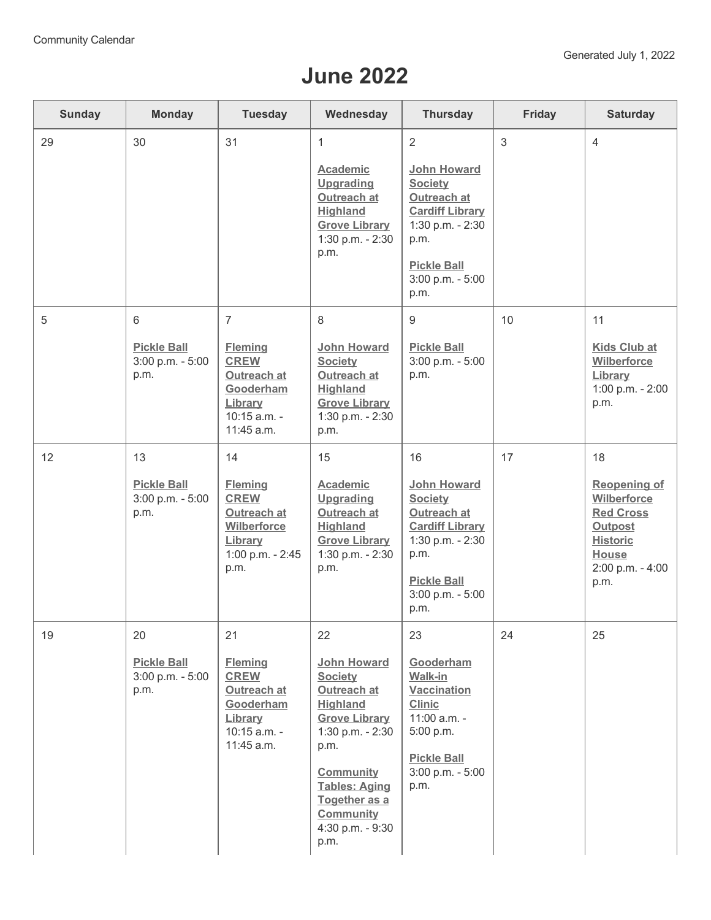Community Calendar

Generated July 1, 2022

# June 2022

| Sunday | Monday | Tuesday | Wednesday | Thursday | Friday | Saturday |
|---|---|---|---|---|---|---|
| 29 | 30 | 31 | 1<br><br>**Academic Upgrading Outreach at Highland Grove Library**<br>1:30 p.m. - 2:30 p.m. | 2<br><br>**John Howard Society Outreach at Cardiff Library**<br>1:30 p.m. - 2:30 p.m.<br><br>**Pickle Ball**<br>3:00 p.m. - 5:00 p.m. | 3 | 4 |
| 5 | 6<br><br>**Pickle Ball**<br>3:00 p.m. - 5:00 p.m. | 7<br><br>**Fleming CREW Outreach at Gooderham Library**<br>10:15 a.m. - 11:45 a.m. | 8<br><br>**John Howard Society Outreach at Highland Grove Library**<br>1:30 p.m. - 2:30 p.m. | 9<br><br>**Pickle Ball**<br>3:00 p.m. - 5:00 p.m. | 10 | 11<br><br>**Kids Club at Wilberforce Library**<br>1:00 p.m. - 2:00 p.m. |
| 12 | 13<br><br>**Pickle Ball**<br>3:00 p.m. - 5:00 p.m. | 14<br><br>**Fleming CREW Outreach at Wilberforce Library**<br>1:00 p.m. - 2:45 p.m. | 15<br><br>**Academic Upgrading Outreach at Highland Grove Library**<br>1:30 p.m. - 2:30 p.m. | 16<br><br>**John Howard Society Outreach at Cardiff Library**<br>1:30 p.m. - 2:30 p.m.<br><br>**Pickle Ball**<br>3:00 p.m. - 5:00 p.m. | 17 | 18<br><br>**Reopening of Wilberforce Red Cross Outpost Historic House**<br>2:00 p.m. - 4:00 p.m. |
| 19 | 20<br><br>**Pickle Ball**<br>3:00 p.m. - 5:00 p.m. | 21<br><br>**Fleming CREW Outreach at Gooderham Library**<br>10:15 a.m. - 11:45 a.m. | 22<br><br>**John Howard Society Outreach at Highland Grove Library**<br>1:30 p.m. - 2:30 p.m.<br><br>**Community Tables: Aging Together as a Community**<br>4:30 p.m. - 9:30 p.m. | 23<br><br>**Gooderham Walk-in Vaccination Clinic**<br>11:00 a.m. - 5:00 p.m.<br><br>**Pickle Ball**<br>3:00 p.m. - 5:00 p.m. | 24 | 25 |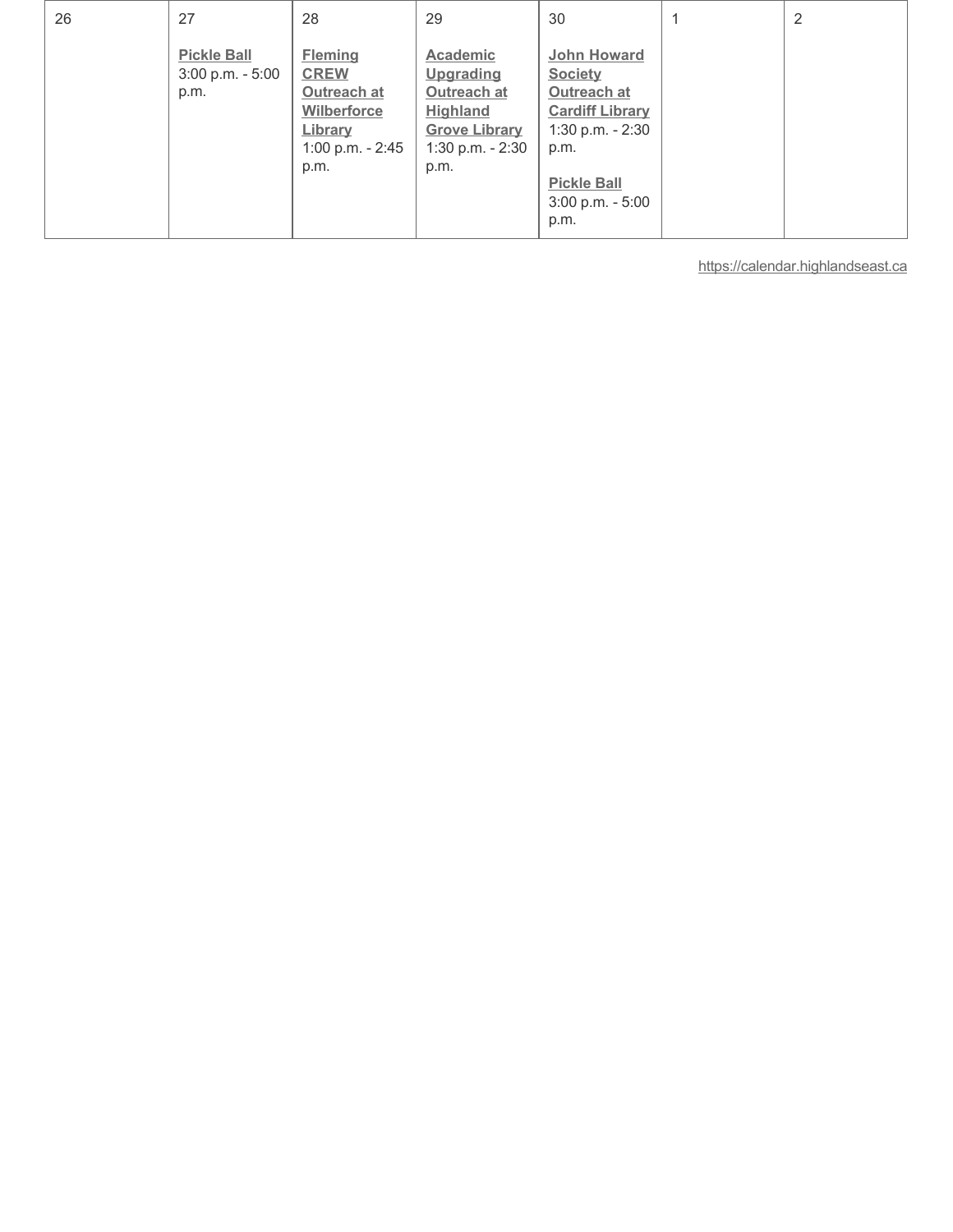| | | | | | | |
|---|---|---|---|---|---|---|
| 26 | 27<br><br>**Pickle Ball**<br>3:00 p.m. - 5:00 p.m. | 28<br><br>**Fleming CREW Outreach at Wilberforce Library**<br>1:00 p.m. - 2:45 p.m. | 29<br><br>**Academic Upgrading Outreach at Highland Grove Library**<br>1:30 p.m. - 2:30 p.m. | 30<br><br>**John Howard Society Outreach at Cardiff Library**<br>1:30 p.m. - 2:30 p.m.<br><br>**Pickle Ball**<br>3:00 p.m. - 5:00 p.m. | 1 | 2 |

https://calendar.highlandseast.ca